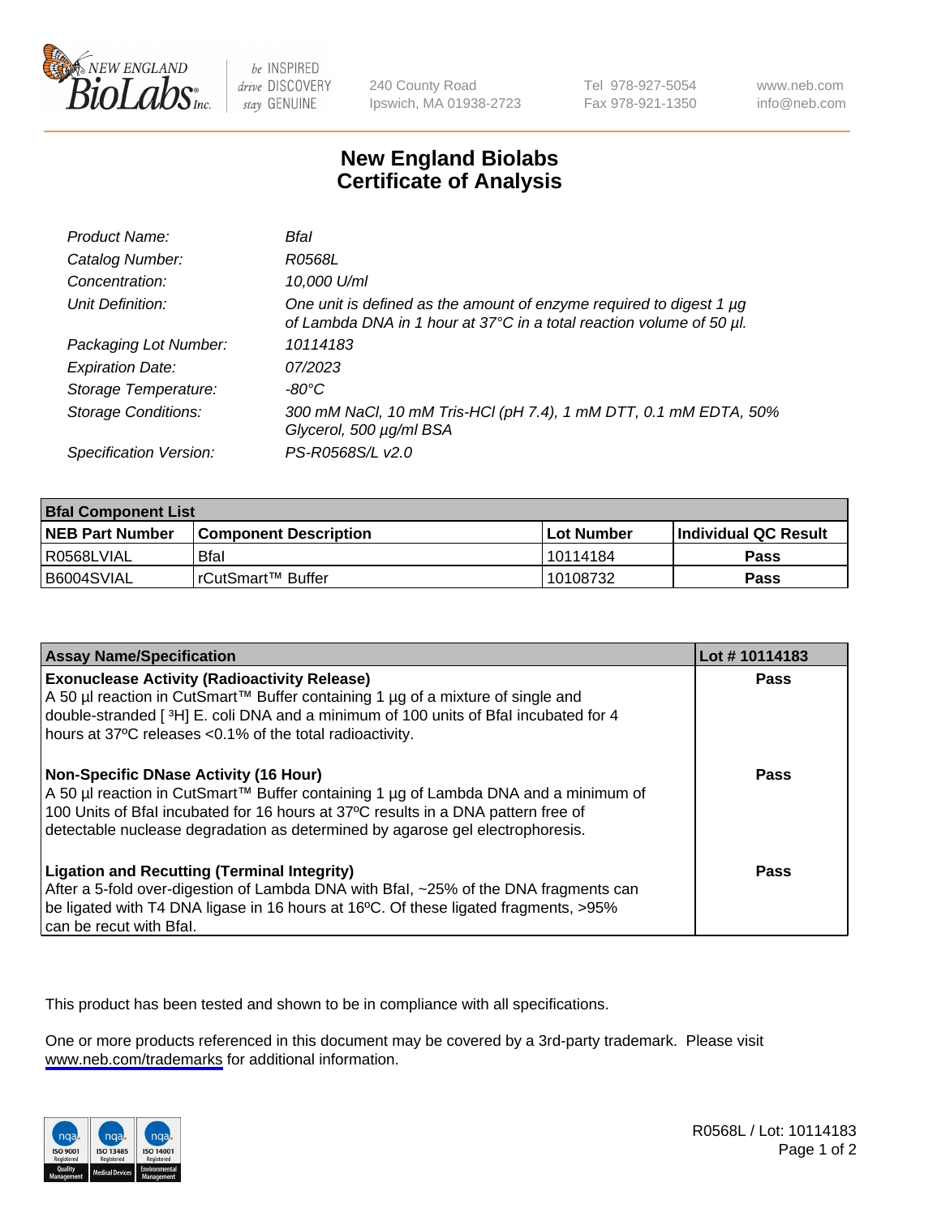New England BioLabs Inc. — be INSPIRED drive DISCOVERY stay GENUINE

240 County Road
Ipswich, MA 01938-2723

Tel 978-927-5054
Fax 978-921-1350

www.neb.com
info@neb.com

# New England Biolabs
# Certificate of Analysis

| | |
|---|---|
| *Product Name:* | *BfaI* |
| *Catalog Number:* | *R0568L* |
| *Concentration:* | *10,000 U/ml* |
| *Unit Definition:* | *One unit is defined as the amount of enzyme required to digest 1 µg of Lambda DNA in 1 hour at 37°C in a total reaction volume of 50 µl.* |
| *Packaging Lot Number:* | *10114183* |
| *Expiration Date:* | *07/2023* |
| *Storage Temperature:* | *-80°C* |
| *Storage Conditions:* | *300 mM NaCl, 10 mM Tris-HCl (pH 7.4), 1 mM DTT, 0.1 mM EDTA, 50% Glycerol, 500 µg/ml BSA* |
| *Specification Version:* | *PS-R0568S/L v2.0* |

| **BfaI Component List** | | | |
|---|---|---|---|
| **NEB Part Number** | **Component Description** | **Lot Number** | **Individual QC Result** |
| R0568LVIAL | BfaI | 10114184 | **Pass** |
| B6004SVIAL | rCutSmart™ Buffer | 10108732 | **Pass** |

| **Assay Name/Specification** | **Lot # 10114183** |
|---|---|
| **Exonuclease Activity (Radioactivity Release)** A 50 µl reaction in CutSmart™ Buffer containing 1 µg of a mixture of single and double-stranded [ $^3$H] E. coli DNA and a minimum of 100 units of BfaI incubated for 4 hours at 37ºC releases <0.1% of the total radioactivity. | **Pass** |
| **Non-Specific DNase Activity (16 Hour)** A 50 µl reaction in CutSmart™ Buffer containing 1 µg of Lambda DNA and a minimum of 100 Units of BfaI incubated for 16 hours at 37ºC results in a DNA pattern free of detectable nuclease degradation as determined by agarose gel electrophoresis. | **Pass** |
| **Ligation and Recutting (Terminal Integrity)** After a 5-fold over-digestion of Lambda DNA with BfaI, ~25% of the DNA fragments can be ligated with T4 DNA ligase in 16 hours at 16ºC. Of these ligated fragments, >95% can be recut with BfaI. | **Pass** |

This product has been tested and shown to be in compliance with all specifications.

One or more products referenced in this document may be covered by a 3rd-party trademark. Please visit www.neb.com/trademarks for additional information.

R0568L / Lot: 10114183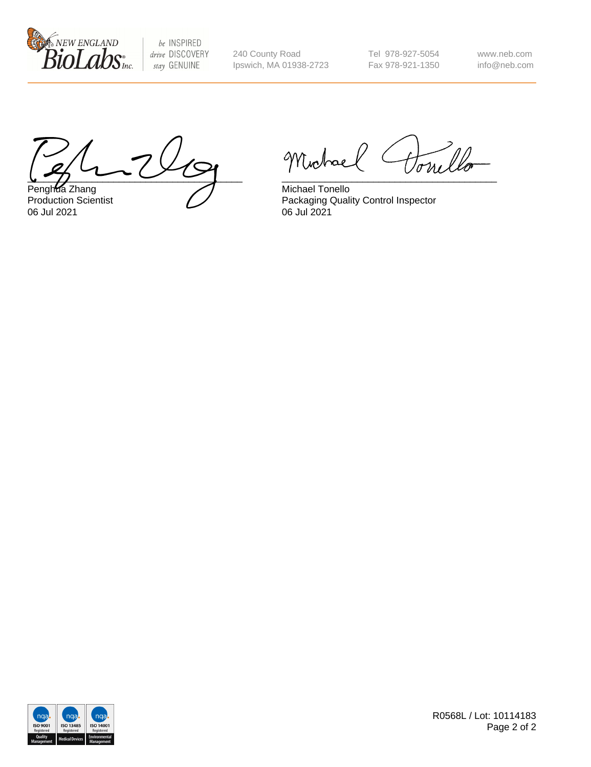NEW ENGLAND BioLabs Inc. | be INSPIRED drive DISCOVERY stay GENUINE | 240 County Road Ipswich, MA 01938-2723 | Tel 978-927-5054 Fax 978-921-1350 | www.neb.com info@neb.com

Penghua Zhang
Production Scientist
06 Jul 2021

Michael Tonello
Packaging Quality Control Inspector
06 Jul 2021

R0568L / Lot: 10114183